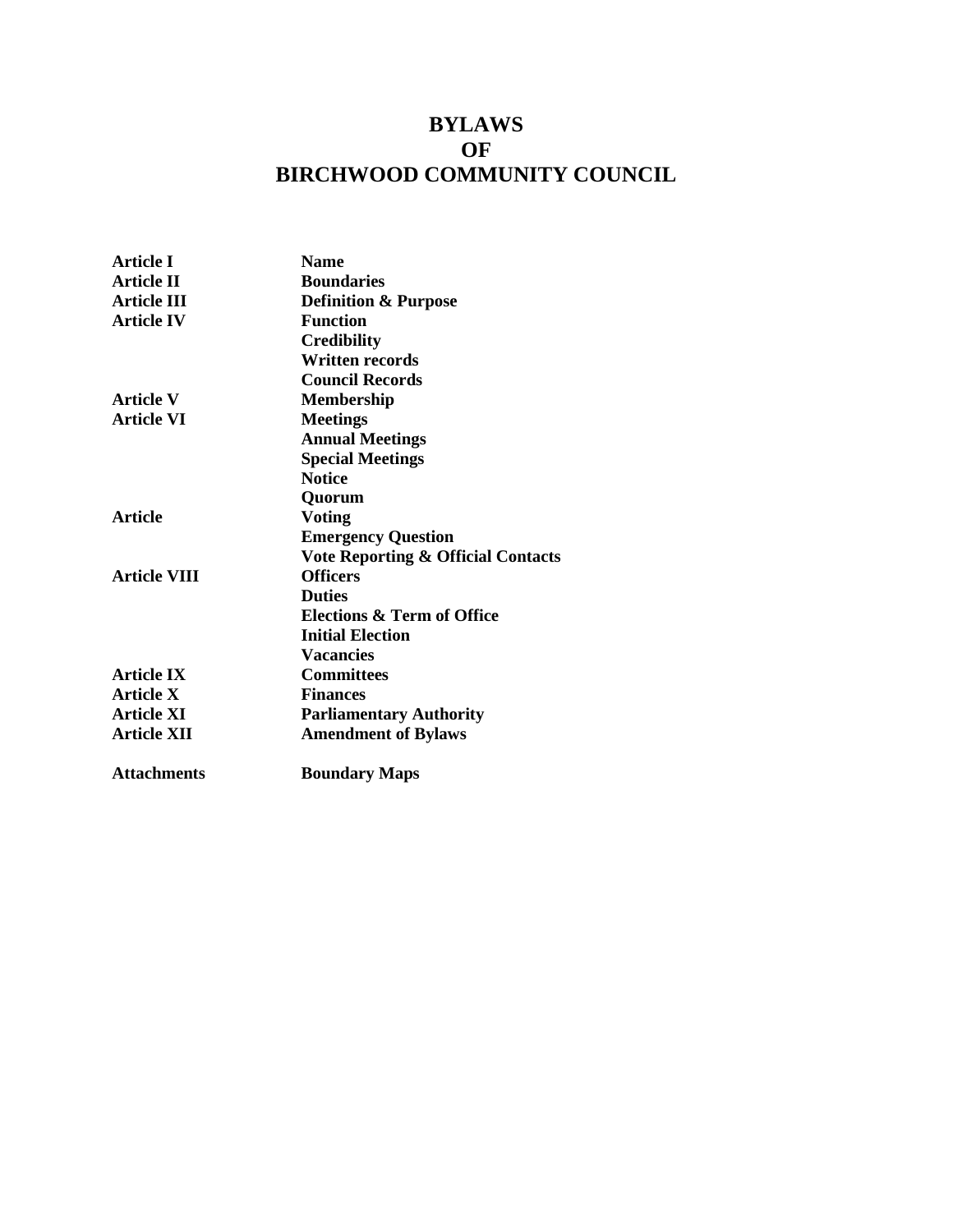# BYLAWS
# OF
# BIRCHWOOD COMMUNITY COUNCIL

| | |
|---|---|
| **Article I** | **Name** |
| **Article II** | **Boundaries** |
| **Article III** | **Definition & Purpose** |
| **Article IV** | **Function** |
| | **Credibility** |
| | **Written records** |
| | **Council Records** |
| **Article V** | **Membership** |
| **Article VI** | **Meetings** |
| | **Annual Meetings** |
| | **Special Meetings** |
| | **Notice** |
| | **Quorum** |
| **Article** | **Voting** |
| | **Emergency Question** |
| | **Vote Reporting & Official Contacts** |
| **Article VIII** | **Officers** |
| | **Duties** |
| | **Elections & Term of Office** |
| | **Initial Election** |
| | **Vacancies** |
| **Article IX** | **Committees** |
| **Article X** | **Finances** |
| **Article XI** | **Parliamentary Authority** |
| **Article XII** | **Amendment of Bylaws** |
| | |
| **Attachments** | **Boundary Maps** |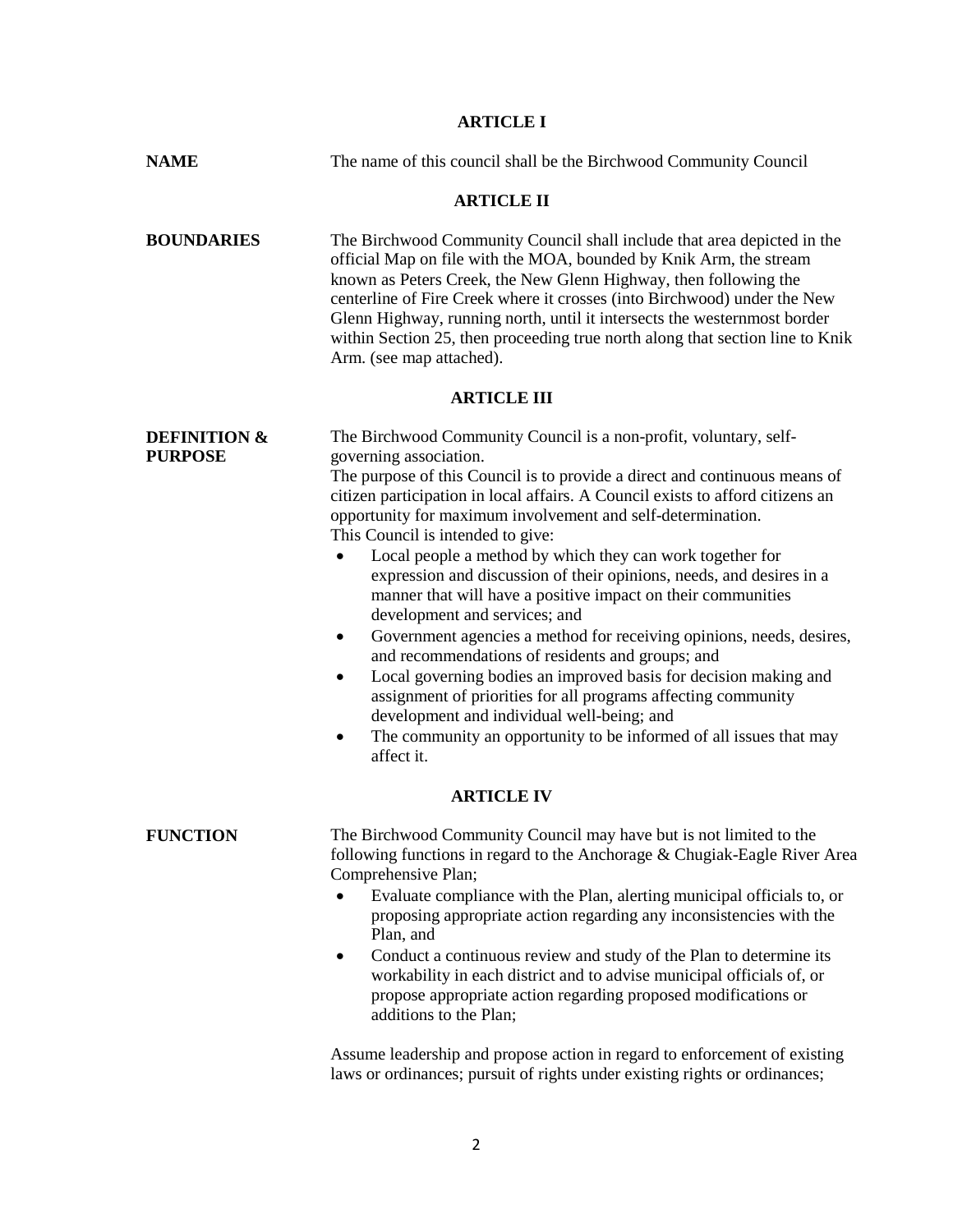## ARTICLE I

**NAME** The name of this council shall be the Birchwood Community Council

## ARTICLE II

**BOUNDARIES** The Birchwood Community Council shall include that area depicted in the official Map on file with the MOA, bounded by Knik Arm, the stream known as Peters Creek, the New Glenn Highway, then following the centerline of Fire Creek where it crosses (into Birchwood) under the New Glenn Highway, running north, until it intersects the westernmost border within Section 25, then proceeding true north along that section line to Knik Arm. (see map attached).

## ARTICLE III

**DEFINITION & PURPOSE** The Birchwood Community Council is a non-profit, voluntary, self-governing association.

The purpose of this Council is to provide a direct and continuous means of citizen participation in local affairs. A Council exists to afford citizens an opportunity for maximum involvement and self-determination.

This Council is intended to give:

- Local people a method by which they can work together for expression and discussion of their opinions, needs, and desires in a manner that will have a positive impact on their communities development and services; and
- Government agencies a method for receiving opinions, needs, desires, and recommendations of residents and groups; and
- Local governing bodies an improved basis for decision making and assignment of priorities for all programs affecting community development and individual well-being; and
- The community an opportunity to be informed of all issues that may affect it.

## ARTICLE IV

**FUNCTION** The Birchwood Community Council may have but is not limited to the following functions in regard to the Anchorage & Chugiak-Eagle River Area Comprehensive Plan;

- Evaluate compliance with the Plan, alerting municipal officials to, or proposing appropriate action regarding any inconsistencies with the Plan, and
- Conduct a continuous review and study of the Plan to determine its workability in each district and to advise municipal officials of, or propose appropriate action regarding proposed modifications or additions to the Plan;

Assume leadership and propose action in regard to enforcement of existing laws or ordinances; pursuit of rights under existing rights or ordinances;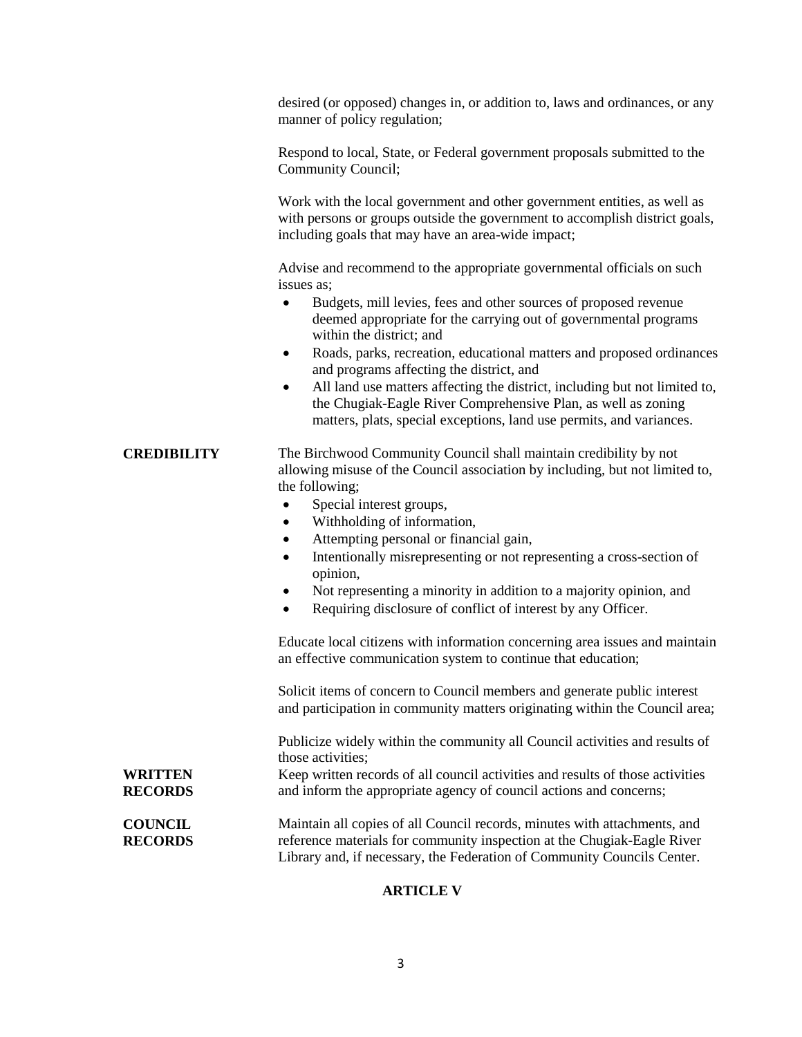desired (or opposed) changes in, or addition to, laws and ordinances, or any manner of policy regulation;

Respond to local, State, or Federal government proposals submitted to the Community Council;

Work with the local government and other government entities, as well as with persons or groups outside the government to accomplish district goals, including goals that may have an area-wide impact;

Advise and recommend to the appropriate governmental officials on such issues as;

- Budgets, mill levies, fees and other sources of proposed revenue deemed appropriate for the carrying out of governmental programs within the district; and
- Roads, parks, recreation, educational matters and proposed ordinances and programs affecting the district, and
- All land use matters affecting the district, including but not limited to, the Chugiak-Eagle River Comprehensive Plan, as well as zoning matters, plats, special exceptions, land use permits, and variances.

**CREDIBILITY**

The Birchwood Community Council shall maintain credibility by not allowing misuse of the Council association by including, but not limited to, the following;

- Special interest groups,
- Withholding of information,
- Attempting personal or financial gain,
- Intentionally misrepresenting or not representing a cross-section of opinion,
- Not representing a minority in addition to a majority opinion, and
- Requiring disclosure of conflict of interest by any Officer.

Educate local citizens with information concerning area issues and maintain an effective communication system to continue that education;

Solicit items of concern to Council members and generate public interest and participation in community matters originating within the Council area;

Publicize widely within the community all Council activities and results of those activities;

**WRITTEN RECORDS**

Keep written records of all council activities and results of those activities and inform the appropriate agency of council actions and concerns;

**COUNCIL RECORDS**

Maintain all copies of all Council records, minutes with attachments, and reference materials for community inspection at the Chugiak-Eagle River Library and, if necessary, the Federation of Community Councils Center.

## ARTICLE V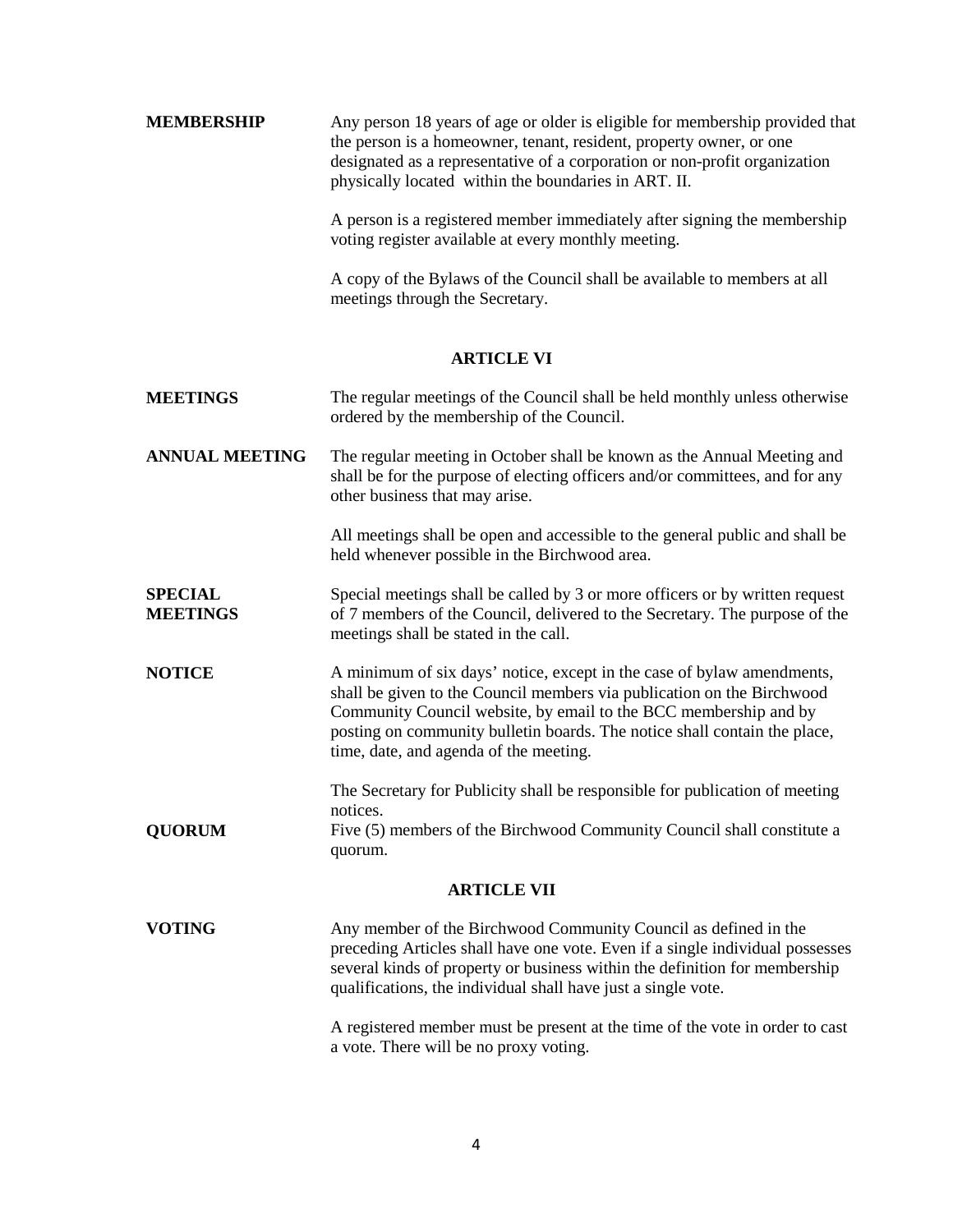**MEMBERSHIP**

Any person 18 years of age or older is eligible for membership provided that the person is a homeowner, tenant, resident, property owner, or one designated as a representative of a corporation or non-profit organization physically located within the boundaries in ART. II.

A person is a registered member immediately after signing the membership voting register available at every monthly meeting.

A copy of the Bylaws of the Council shall be available to members at all meetings through the Secretary.

## ARTICLE VI

**MEETINGS**

The regular meetings of the Council shall be held monthly unless otherwise ordered by the membership of the Council.

**ANNUAL MEETING**

The regular meeting in October shall be known as the Annual Meeting and shall be for the purpose of electing officers and/or committees, and for any other business that may arise.

All meetings shall be open and accessible to the general public and shall be held whenever possible in the Birchwood area.

**SPECIAL MEETINGS**

Special meetings shall be called by 3 or more officers or by written request of 7 members of the Council, delivered to the Secretary. The purpose of the meetings shall be stated in the call.

**NOTICE**

A minimum of six days' notice, except in the case of bylaw amendments, shall be given to the Council members via publication on the Birchwood Community Council website, by email to the BCC membership and by posting on community bulletin boards. The notice shall contain the place, time, date, and agenda of the meeting.

The Secretary for Publicity shall be responsible for publication of meeting notices.

**QUORUM**

Five (5) members of the Birchwood Community Council shall constitute a quorum.

## ARTICLE VII

**VOTING**

Any member of the Birchwood Community Council as defined in the preceding Articles shall have one vote. Even if a single individual possesses several kinds of property or business within the definition for membership qualifications, the individual shall have just a single vote.

A registered member must be present at the time of the vote in order to cast a vote. There will be no proxy voting.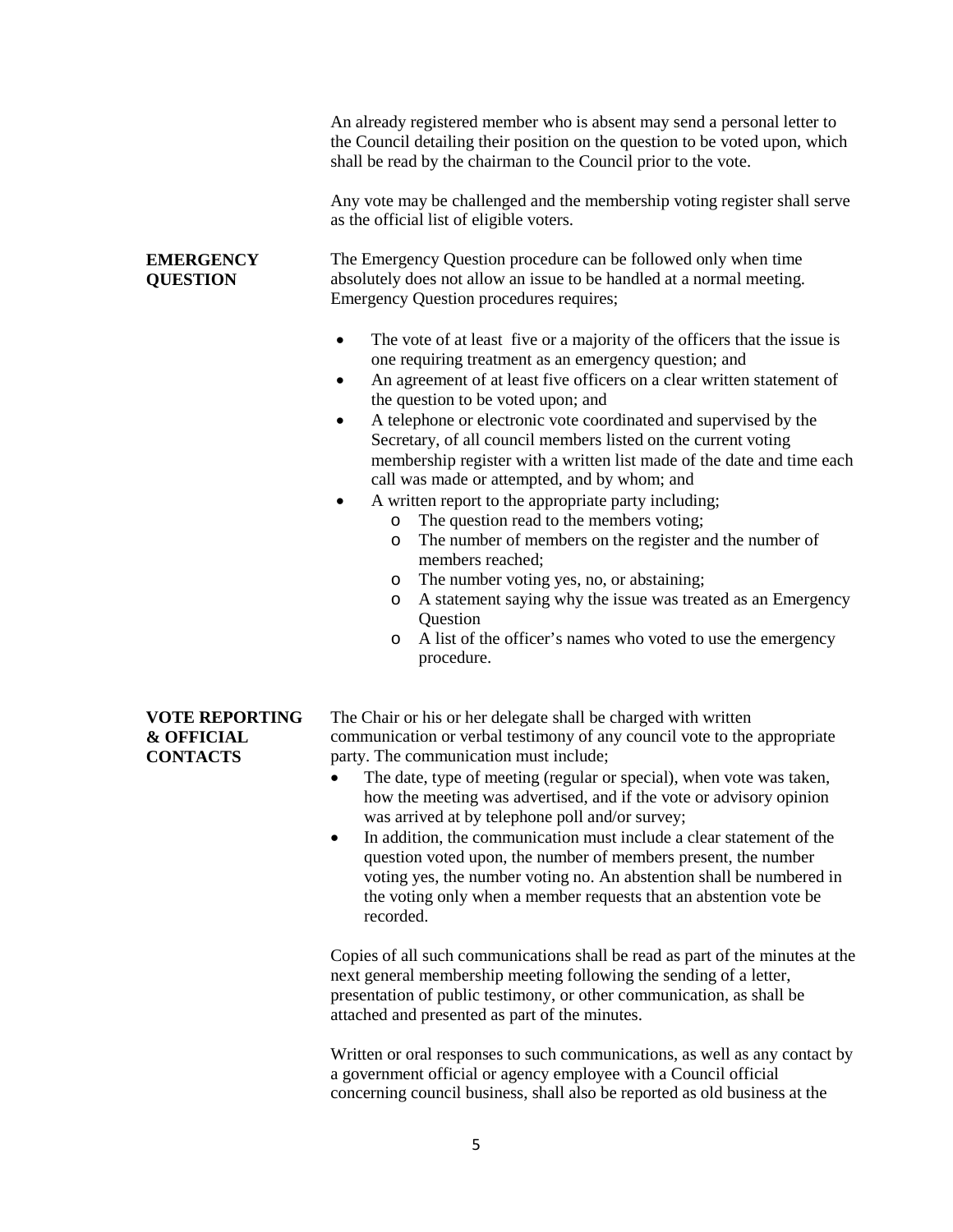An already registered member who is absent may send a personal letter to the Council detailing their position on the question to be voted upon, which shall be read by the chairman to the Council prior to the vote.

Any vote may be challenged and the membership voting register shall serve as the official list of eligible voters.

**EMERGENCY QUESTION**

The Emergency Question procedure can be followed only when time absolutely does not allow an issue to be handled at a normal meeting. Emergency Question procedures requires;

- The vote of at least five or a majority of the officers that the issue is one requiring treatment as an emergency question; and
- An agreement of at least five officers on a clear written statement of the question to be voted upon; and
- A telephone or electronic vote coordinated and supervised by the Secretary, of all council members listed on the current voting membership register with a written list made of the date and time each call was made or attempted, and by whom; and
- A written report to the appropriate party including;
  - The question read to the members voting;
  - The number of members on the register and the number of members reached;
  - The number voting yes, no, or abstaining;
  - A statement saying why the issue was treated as an Emergency Question
  - A list of the officer's names who voted to use the emergency procedure.

**VOTE REPORTING & OFFICIAL CONTACTS**

The Chair or his or her delegate shall be charged with written communication or verbal testimony of any council vote to the appropriate party. The communication must include;

- The date, type of meeting (regular or special), when vote was taken, how the meeting was advertised, and if the vote or advisory opinion was arrived at by telephone poll and/or survey;
- In addition, the communication must include a clear statement of the question voted upon, the number of members present, the number voting yes, the number voting no. An abstention shall be numbered in the voting only when a member requests that an abstention vote be recorded.

Copies of all such communications shall be read as part of the minutes at the next general membership meeting following the sending of a letter, presentation of public testimony, or other communication, as shall be attached and presented as part of the minutes.

Written or oral responses to such communications, as well as any contact by a government official or agency employee with a Council official concerning council business, shall also be reported as old business at the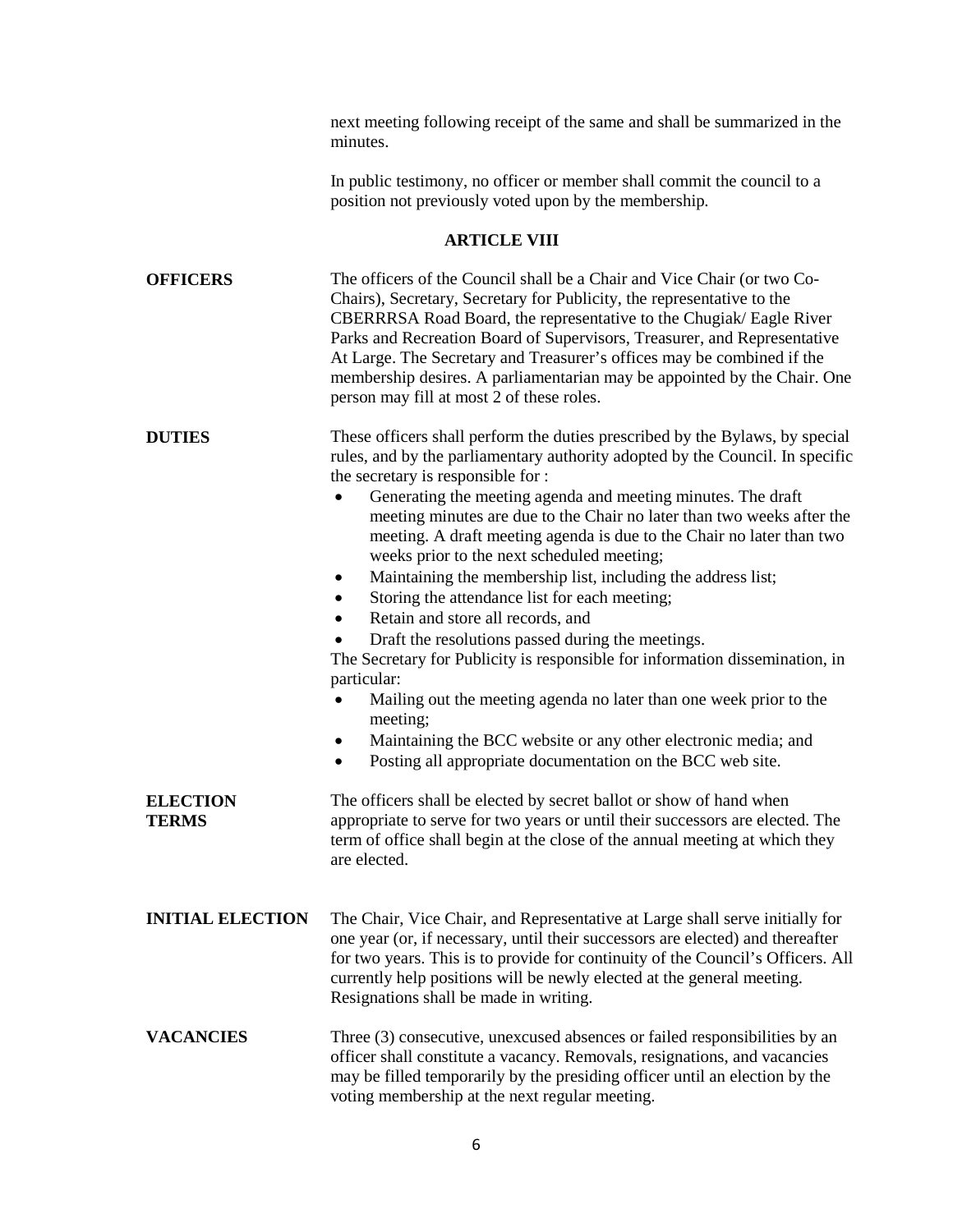next meeting following receipt of the same and shall be summarized in the minutes.

In public testimony, no officer or member shall commit the council to a position not previously voted upon by the membership.

## ARTICLE VIII

**OFFICERS**

The officers of the Council shall be a Chair and Vice Chair (or two Co-Chairs), Secretary, Secretary for Publicity, the representative to the CBERRRSA Road Board, the representative to the Chugiak/ Eagle River Parks and Recreation Board of Supervisors, Treasurer, and Representative At Large. The Secretary and Treasurer's offices may be combined if the membership desires. A parliamentarian may be appointed by the Chair. One person may fill at most 2 of these roles.

**DUTIES**

These officers shall perform the duties prescribed by the Bylaws, by special rules, and by the parliamentary authority adopted by the Council. In specific the secretary is responsible for :

- Generating the meeting agenda and meeting minutes. The draft meeting minutes are due to the Chair no later than two weeks after the meeting. A draft meeting agenda is due to the Chair no later than two weeks prior to the next scheduled meeting;
- Maintaining the membership list, including the address list;
- Storing the attendance list for each meeting;
- Retain and store all records, and
- Draft the resolutions passed during the meetings.

The Secretary for Publicity is responsible for information dissemination, in particular:

- Mailing out the meeting agenda no later than one week prior to the meeting;
- Maintaining the BCC website or any other electronic media; and
- Posting all appropriate documentation on the BCC web site.

**ELECTION TERMS**

The officers shall be elected by secret ballot or show of hand when appropriate to serve for two years or until their successors are elected. The term of office shall begin at the close of the annual meeting at which they are elected.

**INITIAL ELECTION**

The Chair, Vice Chair, and Representative at Large shall serve initially for one year (or, if necessary, until their successors are elected) and thereafter for two years. This is to provide for continuity of the Council's Officers. All currently help positions will be newly elected at the general meeting. Resignations shall be made in writing.

**VACANCIES**

Three (3) consecutive, unexcused absences or failed responsibilities by an officer shall constitute a vacancy. Removals, resignations, and vacancies may be filled temporarily by the presiding officer until an election by the voting membership at the next regular meeting.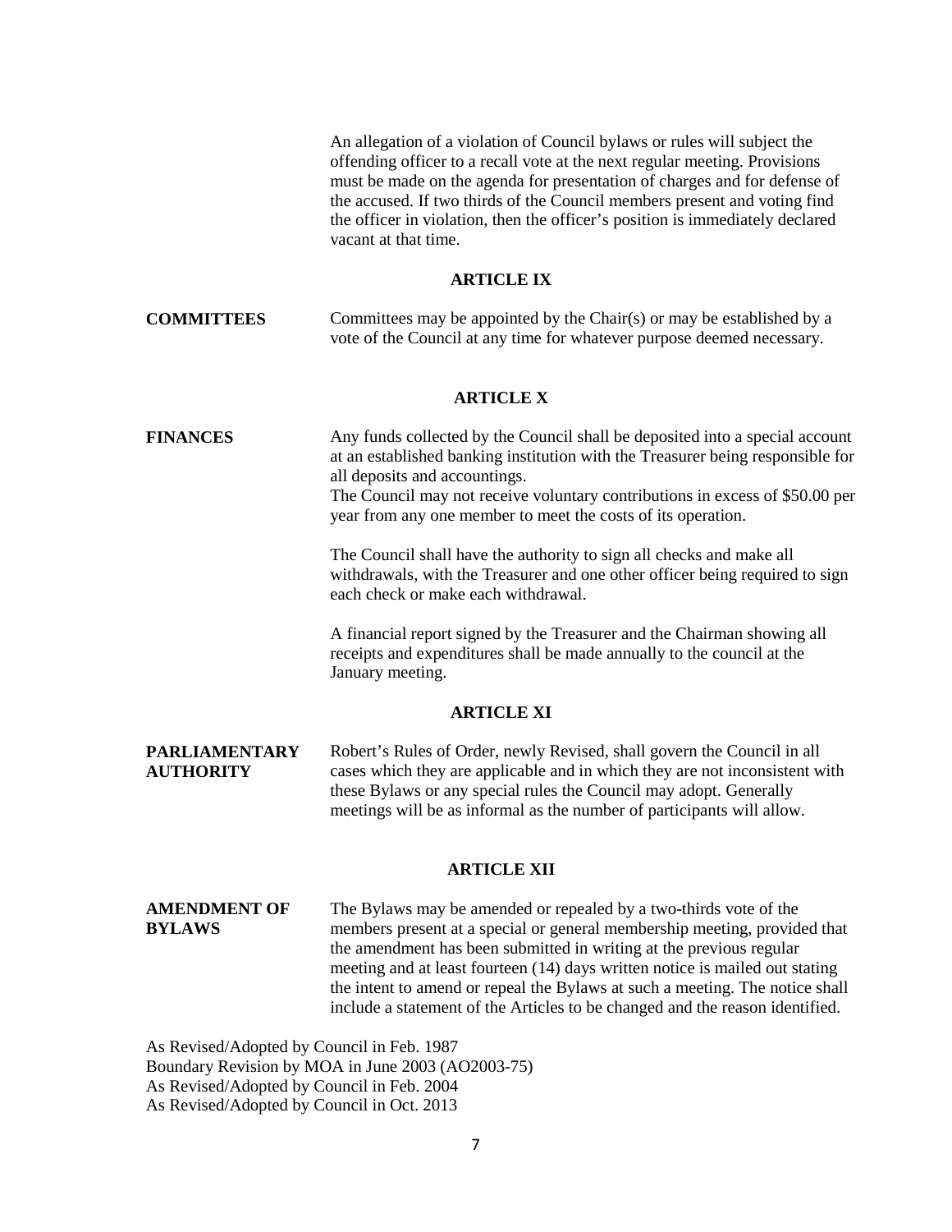An allegation of a violation of Council bylaws or rules will subject the offending officer to a recall vote at the next regular meeting. Provisions must be made on the agenda for presentation of charges and for defense of the accused. If two thirds of the Council members present and voting find the officer in violation, then the officer's position is immediately declared vacant at that time.

## ARTICLE IX

**COMMITTEES** Committees may be appointed by the Chair(s) or may be established by a vote of the Council at any time for whatever purpose deemed necessary.

## ARTICLE X

**FINANCES** Any funds collected by the Council shall be deposited into a special account at an established banking institution with the Treasurer being responsible for all deposits and accountings.
The Council may not receive voluntary contributions in excess of $50.00 per year from any one member to meet the costs of its operation.

The Council shall have the authority to sign all checks and make all withdrawals, with the Treasurer and one other officer being required to sign each check or make each withdrawal.

A financial report signed by the Treasurer and the Chairman showing all receipts and expenditures shall be made annually to the council at the January meeting.

## ARTICLE XI

**PARLIAMENTARY AUTHORITY** Robert's Rules of Order, newly Revised, shall govern the Council in all cases which they are applicable and in which they are not inconsistent with these Bylaws or any special rules the Council may adopt. Generally meetings will be as informal as the number of participants will allow.

## ARTICLE XII

**AMENDMENT OF BYLAWS** The Bylaws may be amended or repealed by a two-thirds vote of the members present at a special or general membership meeting, provided that the amendment has been submitted in writing at the previous regular meeting and at least fourteen (14) days written notice is mailed out stating the intent to amend or repeal the Bylaws at such a meeting. The notice shall include a statement of the Articles to be changed and the reason identified.

As Revised/Adopted by Council in Feb. 1987
Boundary Revision by MOA in June 2003 (AO2003-75)
As Revised/Adopted by Council in Feb. 2004
As Revised/Adopted by Council in Oct. 2013